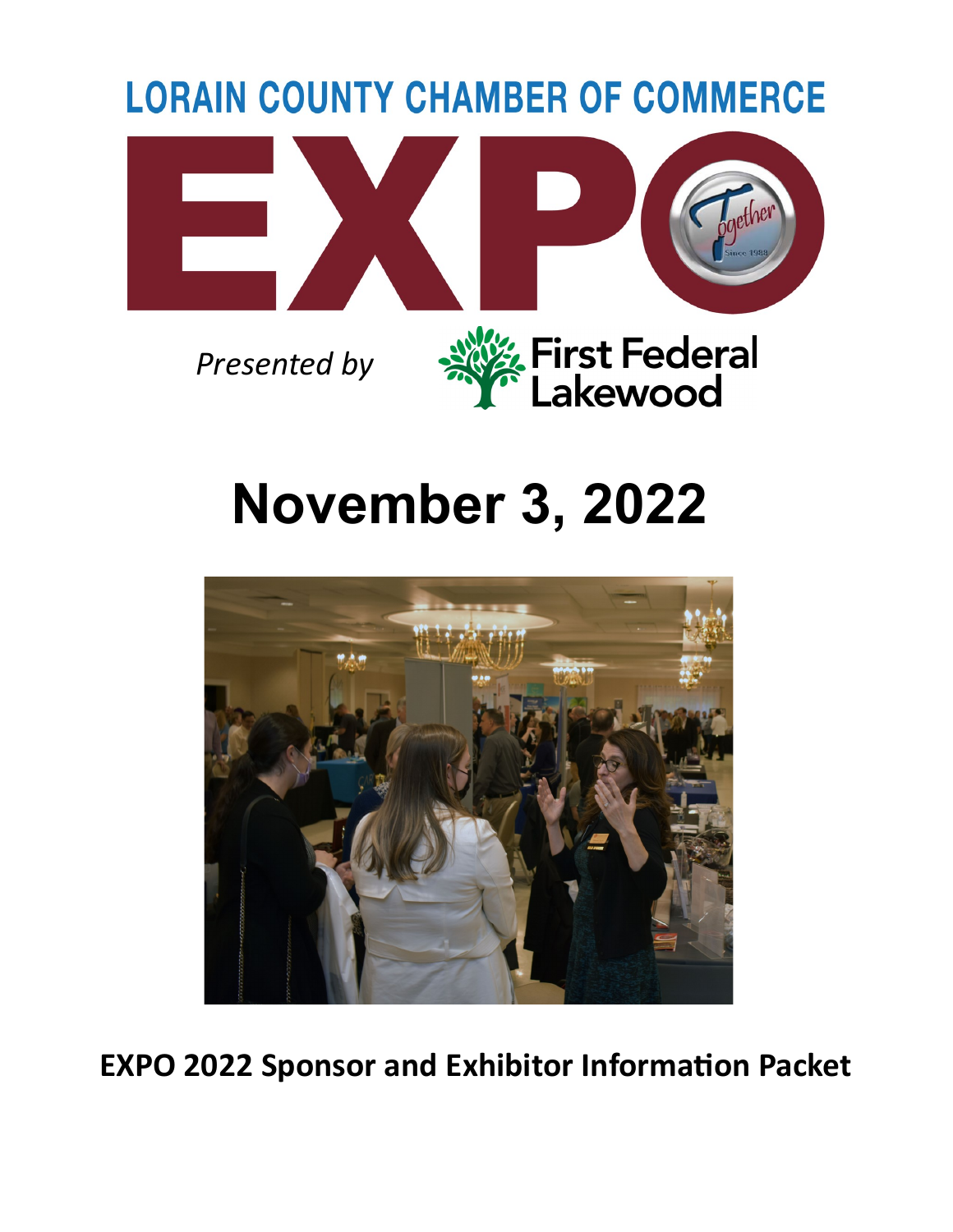# LORAIN COUNTY CHAMBER OF COMMERCE

# EXPO

*Presented by* First Federal Lakewood

# November 3, 2022

**EXPO 2022 Sponsor and Exhibitor Information Packet**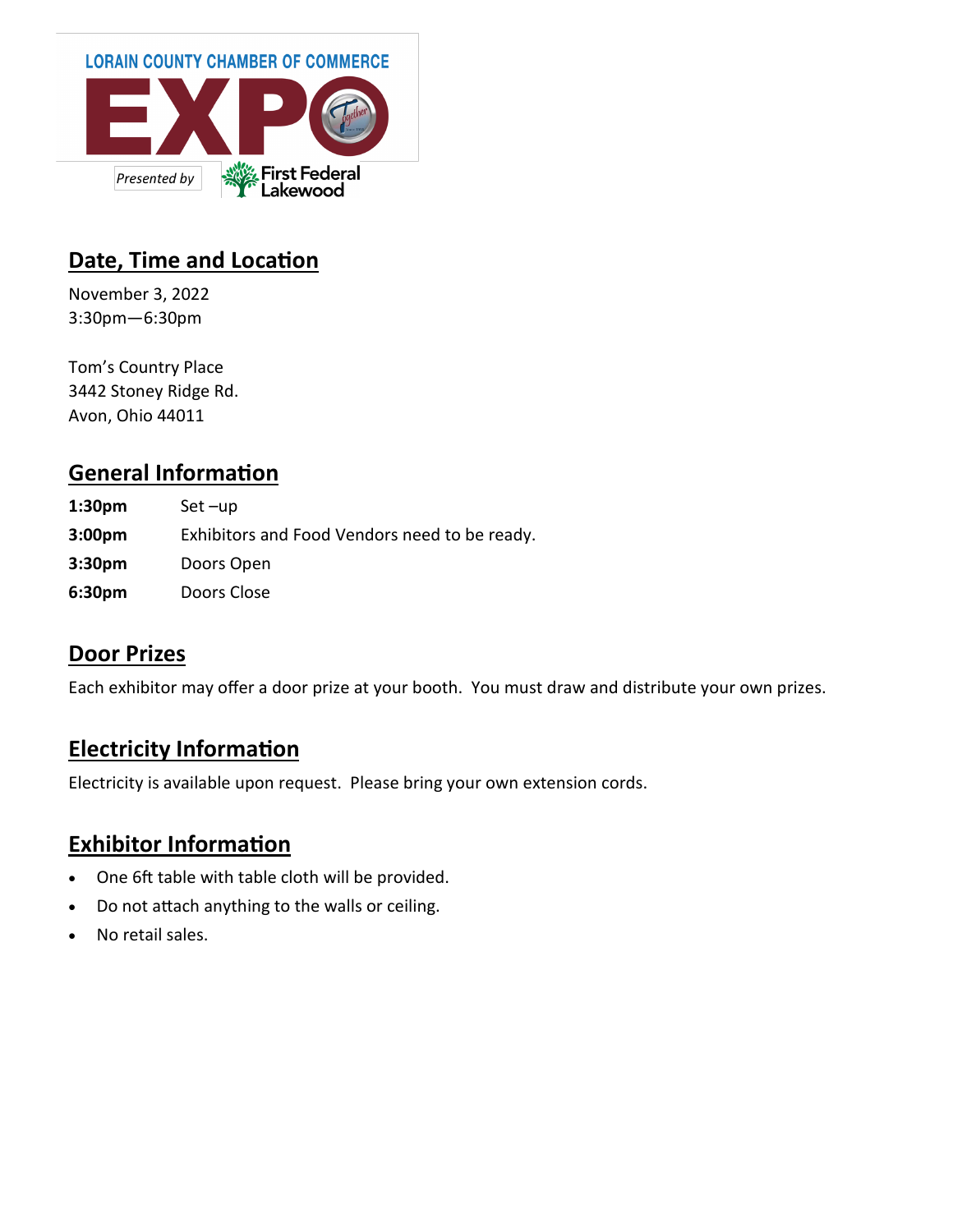LORAIN COUNTY CHAMBER OF COMMERCE

# EXPO

*Presented by* First Federal Lakewood

## Date, Time and Location

November 3, 2022
3:30pm—6:30pm

Tom's Country Place
3442 Stoney Ridge Rd.
Avon, Ohio 44011

## General Information

| | |
|---|---|
| **1:30pm** | Set –up |
| **3:00pm** | Exhibitors and Food Vendors need to be ready. |
| **3:30pm** | Doors Open |
| **6:30pm** | Doors Close |

## Door Prizes

Each exhibitor may offer a door prize at your booth. You must draw and distribute your own prizes.

## Electricity Information

Electricity is available upon request. Please bring your own extension cords.

## Exhibitor Information

- One 6ft table with table cloth will be provided.
- Do not attach anything to the walls or ceiling.
- No retail sales.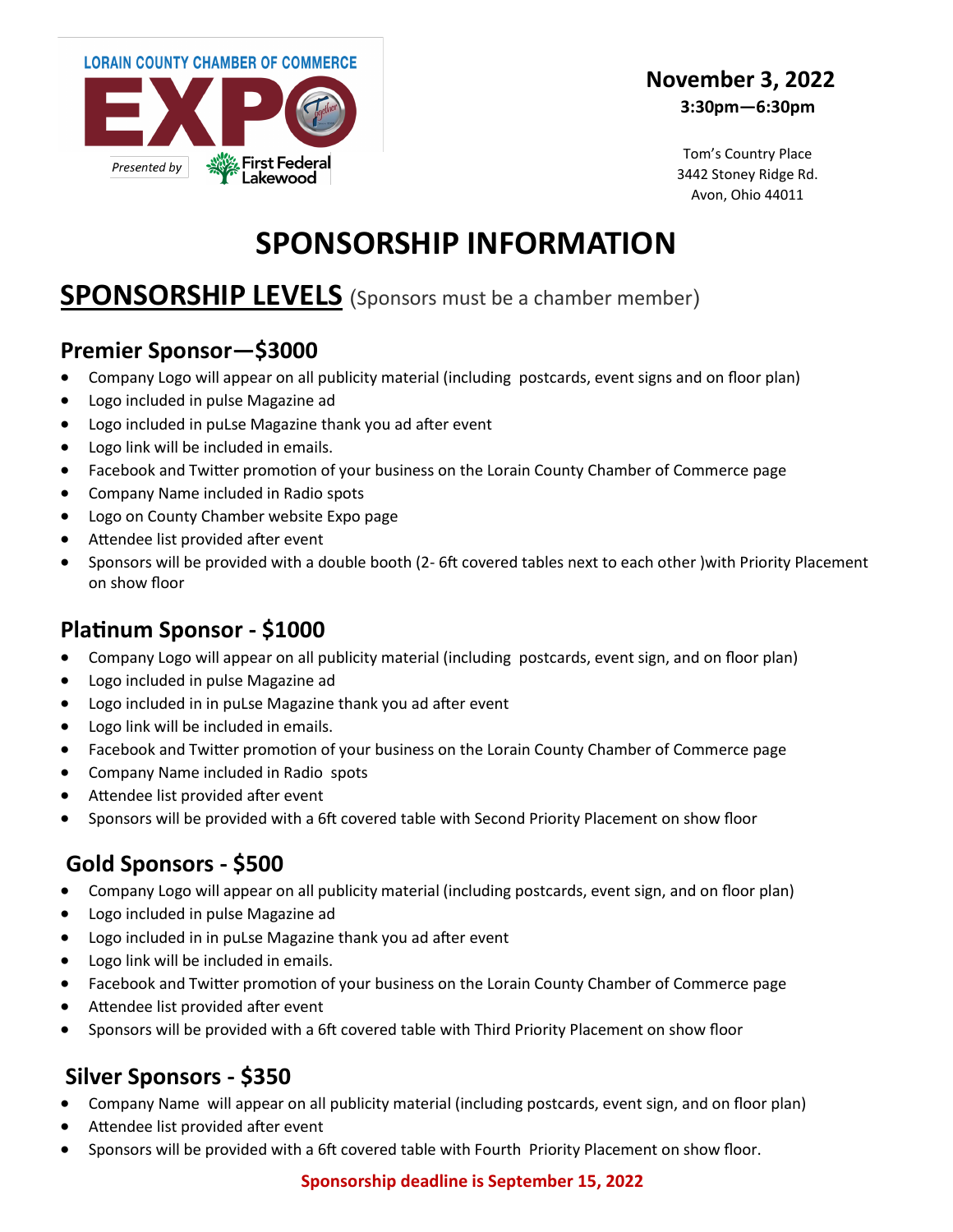LORAIN COUNTY CHAMBER OF COMMERCE

EXPO

Presented by First Federal Lakewood

**November 3, 2022**
**3:30pm—6:30pm**

Tom's Country Place
3442 Stoney Ridge Rd.
Avon, Ohio 44011

# SPONSORSHIP INFORMATION

## SPONSORSHIP LEVELS (Sponsors must be a chamber member)

### Premier Sponsor—$3000

- Company Logo will appear on all publicity material (including postcards, event signs and on floor plan)
- Logo included in pulse Magazine ad
- Logo included in puLse Magazine thank you ad after event
- Logo link will be included in emails.
- Facebook and Twitter promotion of your business on the Lorain County Chamber of Commerce page
- Company Name included in Radio spots
- Logo on County Chamber website Expo page
- Attendee list provided after event
- Sponsors will be provided with a double booth (2- 6ft covered tables next to each other )with Priority Placement on show floor

### Platinum Sponsor - $1000

- Company Logo will appear on all publicity material (including postcards, event sign, and on floor plan)
- Logo included in pulse Magazine ad
- Logo included in in puLse Magazine thank you ad after event
- Logo link will be included in emails.
- Facebook and Twitter promotion of your business on the Lorain County Chamber of Commerce page
- Company Name included in Radio spots
- Attendee list provided after event
- Sponsors will be provided with a 6ft covered table with Second Priority Placement on show floor

### Gold Sponsors - $500

- Company Logo will appear on all publicity material (including postcards, event sign, and on floor plan)
- Logo included in pulse Magazine ad
- Logo included in in puLse Magazine thank you ad after event
- Logo link will be included in emails.
- Facebook and Twitter promotion of your business on the Lorain County Chamber of Commerce page
- Attendee list provided after event
- Sponsors will be provided with a 6ft covered table with Third Priority Placement on show floor

### Silver Sponsors - $350

- Company Name will appear on all publicity material (including postcards, event sign, and on floor plan)
- Attendee list provided after event
- Sponsors will be provided with a 6ft covered table with Fourth Priority Placement on show floor.

**Sponsorship deadline is September 15, 2022**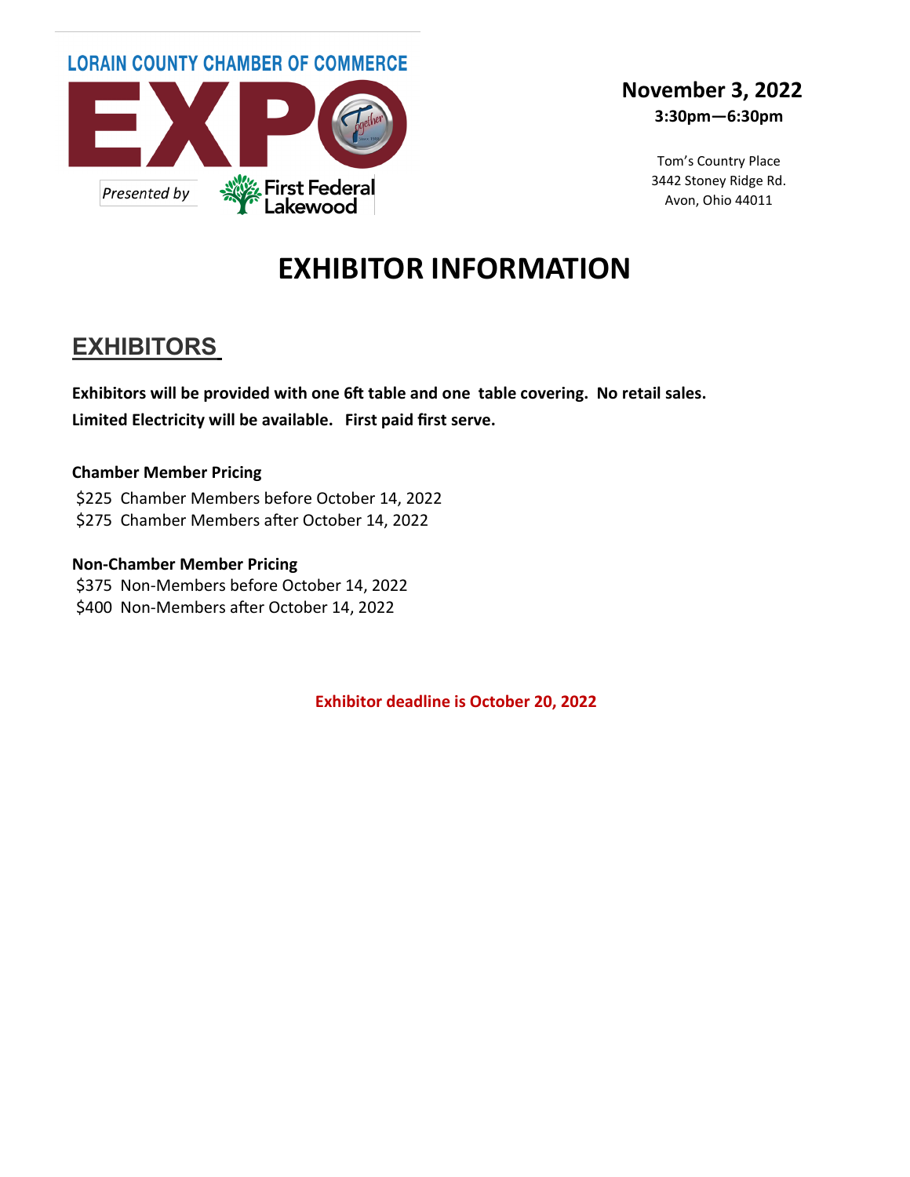LORAIN COUNTY CHAMBER OF COMMERCE

# EXPO

*Presented by* First Federal Lakewood

**November 3, 2022**
**3:30pm—6:30pm**

Tom's Country Place
3442 Stoney Ridge Rd.
Avon, Ohio 44011

# EXHIBITOR INFORMATION

## EXHIBITORS

**Exhibitors will be provided with one 6ft table and one table covering. No retail sales. Limited Electricity will be available. First paid first serve.**

**Chamber Member Pricing**

$225 Chamber Members before October 14, 2022
$275 Chamber Members after October 14, 2022

**Non-Chamber Member Pricing**

$375 Non-Members before October 14, 2022
$400 Non-Members after October 14, 2022

**Exhibitor deadline is October 20, 2022**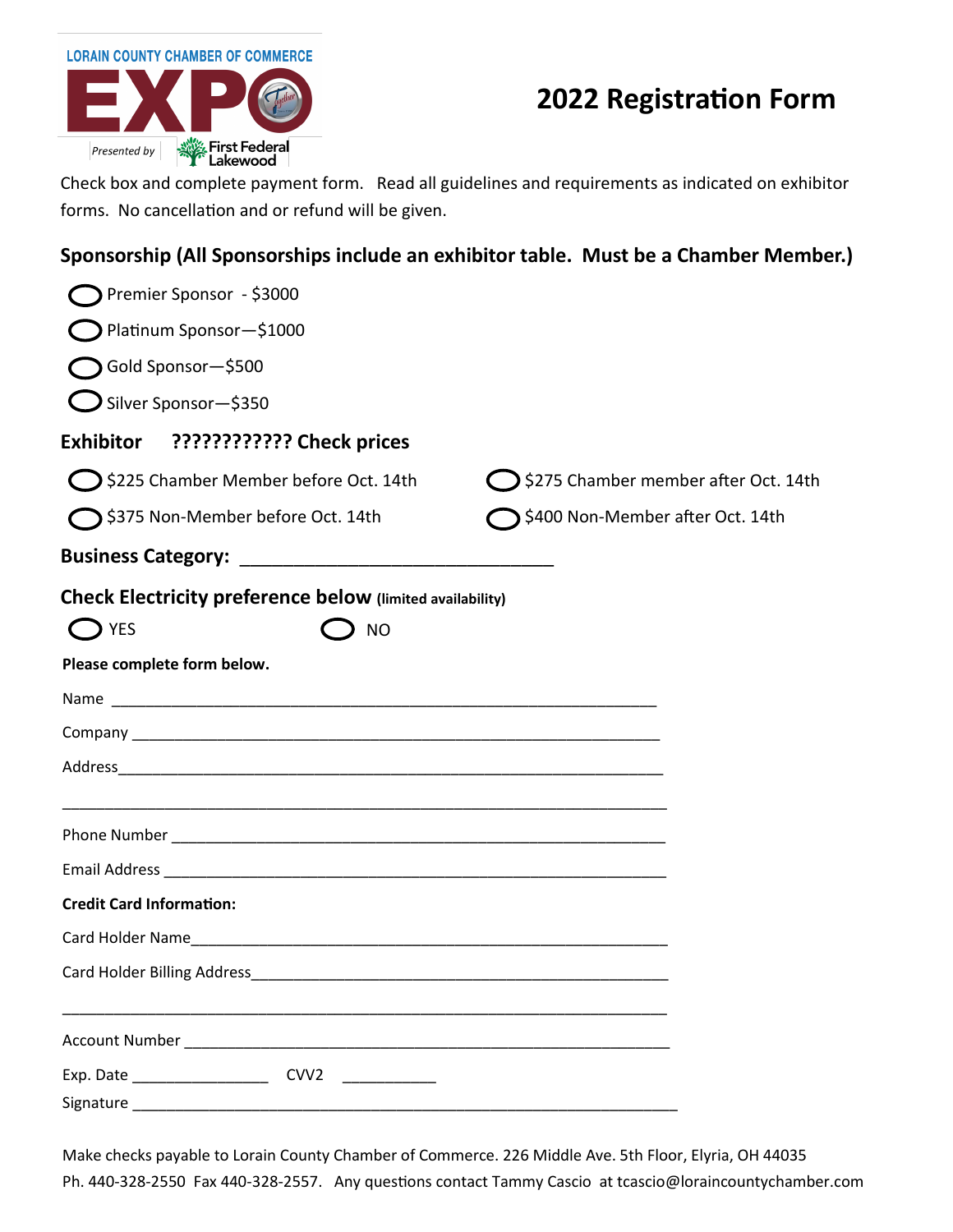LORAIN COUNTY CHAMBER OF COMMERCE

EXPO

Presented by First Federal Lakewood

# 2022 Registration Form

Check box and complete payment form. Read all guidelines and requirements as indicated on exhibitor forms. No cancellation and or refund will be given.

## Sponsorship (All Sponsorships include an exhibitor table. Must be a Chamber Member.)

- ◯ Premier Sponsor - $3000
- ◯ Platinum Sponsor—$1000
- ◯ Gold Sponsor—$500
- ◯ Silver Sponsor—$350

## Exhibitor ???????????? Check prices

- ◯ $225 Chamber Member before Oct. 14th
- ◯ $275 Chamber member after Oct. 14th
- ◯ $375 Non-Member before Oct. 14th
- ◯ $400 Non-Member after Oct. 14th

**Business Category:** ______________________________

## Check Electricity preference below (limited availability)

◯ YES ◯ NO

**Please complete form below.**

Name ____________________________________________________________

Company __________________________________________________________

Address___________________________________________________________

_________________________________________________________________

Phone Number _____________________________________________________

Email Address ______________________________________________________

**Credit Card Information:**

Card Holder Name___________________________________________________

Card Holder Billing Address___________________________________________

_________________________________________________________________

Account Number ____________________________________________________

Exp. Date _______________ CVV2 ___________

Signature _________________________________________________________

Make checks payable to Lorain County Chamber of Commerce. 226 Middle Ave. 5th Floor, Elyria, OH 44035
Ph. 440-328-2550 Fax 440-328-2557. Any questions contact Tammy Cascio at tcascio@loraincountychamber.com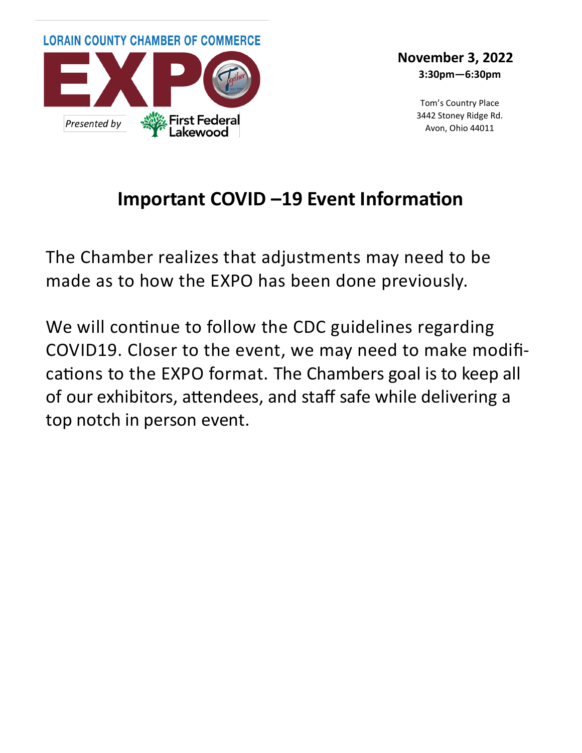LORAIN COUNTY CHAMBER OF COMMERCE

EXPO

*Presented by* First Federal Lakewood

**November 3, 2022**
**3:30pm—6:30pm**

Tom's Country Place
3442 Stoney Ridge Rd.
Avon, Ohio 44011

# Important COVID –19 Event Information

The Chamber realizes that adjustments may need to be made as to how the EXPO has been done previously.

We will continue to follow the CDC guidelines regarding COVID19. Closer to the event, we may need to make modifications to the EXPO format. The Chambers goal is to keep all of our exhibitors, attendees, and staff safe while delivering a top notch in person event.